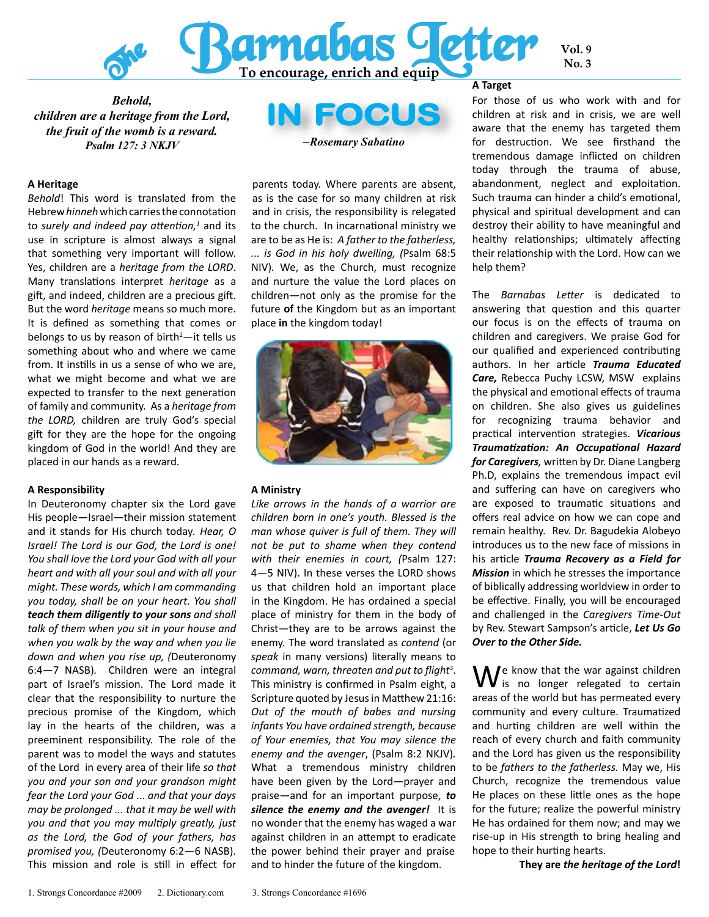# The Barnabas Letter

**To encourage, enrich and equip**

Vol. 9
No. 3

*Behold,*
*children are a heritage from the Lord,*
*the fruit of the womb is a reward.*
*Psalm 127: 3 NKJV*

## IN FOCUS

*–Rosemary Sabatino*

### A Heritage

*Behold*! This word is translated from the Hebrew *hinneh* which carries the connotation to *surely and indeed pay attention,*[1] and its use in scripture is almost always a signal that something very important will follow. Yes, children are a *heritage from the LORD*. Many translations interpret *heritage* as a gift, and indeed, children are a precious gift. But the word *heritage* means so much more. It is defined as something that comes or belongs to us by reason of birth[2]—it tells us something about who and where we came from. It instills in us a sense of who we are, what we might become and what we are expected to transfer to the next generation of family and community. As a *heritage from the LORD,* children are truly God's special gift for they are the hope for the ongoing kingdom of God in the world! And they are placed in our hands as a reward.

### A Responsibility

In Deuteronomy chapter six the Lord gave His people—Israel—their mission statement and it stands for His church today. *Hear, O Israel! The Lord is our God, the Lord is one! You shall love the Lord your God with all your heart and with all your soul and with all your might. These words, which I am commanding you today, shall be on your heart. You shall* ***teach them diligently to your sons*** *and shall talk of them when you sit in your house and when you walk by the way and when you lie down and when you rise up, (*Deuteronomy 6:4—7 NASB). Children were an integral part of Israel's mission. The Lord made it clear that the responsibility to nurture the precious promise of the Kingdom, which lay in the hearts of the children, was a preeminent responsibility. The role of the parent was to model the ways and statutes of the Lord in every area of their life *so that you and your son and your grandson might fear the Lord your God ... and that your days may be prolonged ... that it may be well with you and that you may multiply greatly, just as the Lord, the God of your fathers, has promised you, (*Deuteronomy 6:2—6 NASB). This mission and role is still in effect for parents today. Where parents are absent, as is the case for so many children at risk and in crisis, the responsibility is relegated to the church. In incarnational ministry we are to be as He is: *A father to the fatherless, ... is God in his holy dwelling, (*Psalm 68:5 NIV). We, as the Church, must recognize and nurture the value the Lord places on children—not only as the promise for the future **of** the Kingdom but as an important place **in** the kingdom today!

### A Ministry

*Like arrows in the hands of a warrior are children born in one's youth. Blessed is the man whose quiver is full of them. They will not be put to shame when they contend with their enemies in court, (*Psalm 127: 4—5 NIV). In these verses the LORD shows us that children hold an important place in the Kingdom. He has ordained a special place of ministry for them in the body of Christ—they are to be arrows against the enemy. The word translated as *contend* (or *speak* in many versions) literally means to *command, warn, threaten and put to flight*[3]. This ministry is confirmed in Psalm eight, a Scripture quoted by Jesus in Matthew 21:16: *Out of the mouth of babes and nursing infants You have ordained strength, because of Your enemies, that You may silence the enemy and the avenger*, (Psalm 8:2 NKJV). What a tremendous ministry children have been given by the Lord—prayer and praise—and for an important purpose, ***to silence the enemy and the avenger!*** It is no wonder that the enemy has waged a war against children in an attempt to eradicate the power behind their prayer and praise and to hinder the future of the kingdom.

### A Target

For those of us who work with and for children at risk and in crisis, we are well aware that the enemy has targeted them for destruction. We see firsthand the tremendous damage inflicted on children today through the trauma of abuse, abandonment, neglect and exploitation. Such trauma can hinder a child's emotional, physical and spiritual development and can destroy their ability to have meaningful and healthy relationships; ultimately affecting their relationship with the Lord. How can we help them?

The *Barnabas Letter* is dedicated to answering that question and this quarter our focus is on the effects of trauma on children and caregivers. We praise God for our qualified and experienced contributing authors. In her article ***Trauma Educated Care,*** Rebecca Puchy LCSW, MSW explains the physical and emotional effects of trauma on children. She also gives us guidelines for recognizing trauma behavior and practical intervention strategies. ***Vicarious Traumatization: An Occupational Hazard for Caregivers****,* written by Dr. Diane Langberg Ph.D, explains the tremendous impact evil and suffering can have on caregivers who are exposed to traumatic situations and offers real advice on how we can cope and remain healthy. Rev. Dr. Bagudekia Alobeyo introduces us to the new face of missions in his article ***Trauma Recovery as a Field for Mission*** in which he stresses the importance of biblically addressing worldview in order to be effective. Finally, you will be encouraged and challenged in the *Caregivers Time-Out* by Rev. Stewart Sampson's article, ***Let Us Go Over to the Other Side.***

We know that the war against children is no longer relegated to certain areas of the world but has permeated every community and every culture. Traumatized and hurting children are well within the reach of every church and faith community and the Lord has given us the responsibility to be *fathers to the fatherless.* May we, His Church, recognize the tremendous value He places on these little ones as the hope for the future; realize the powerful ministry He has ordained for them now; and may we rise-up in His strength to bring healing and hope to their hurting hearts.

**They are *the heritage of the Lord*!**

---

1. Strongs Concordance #2009 2. Dictionary.com 3. Strongs Concordance #1696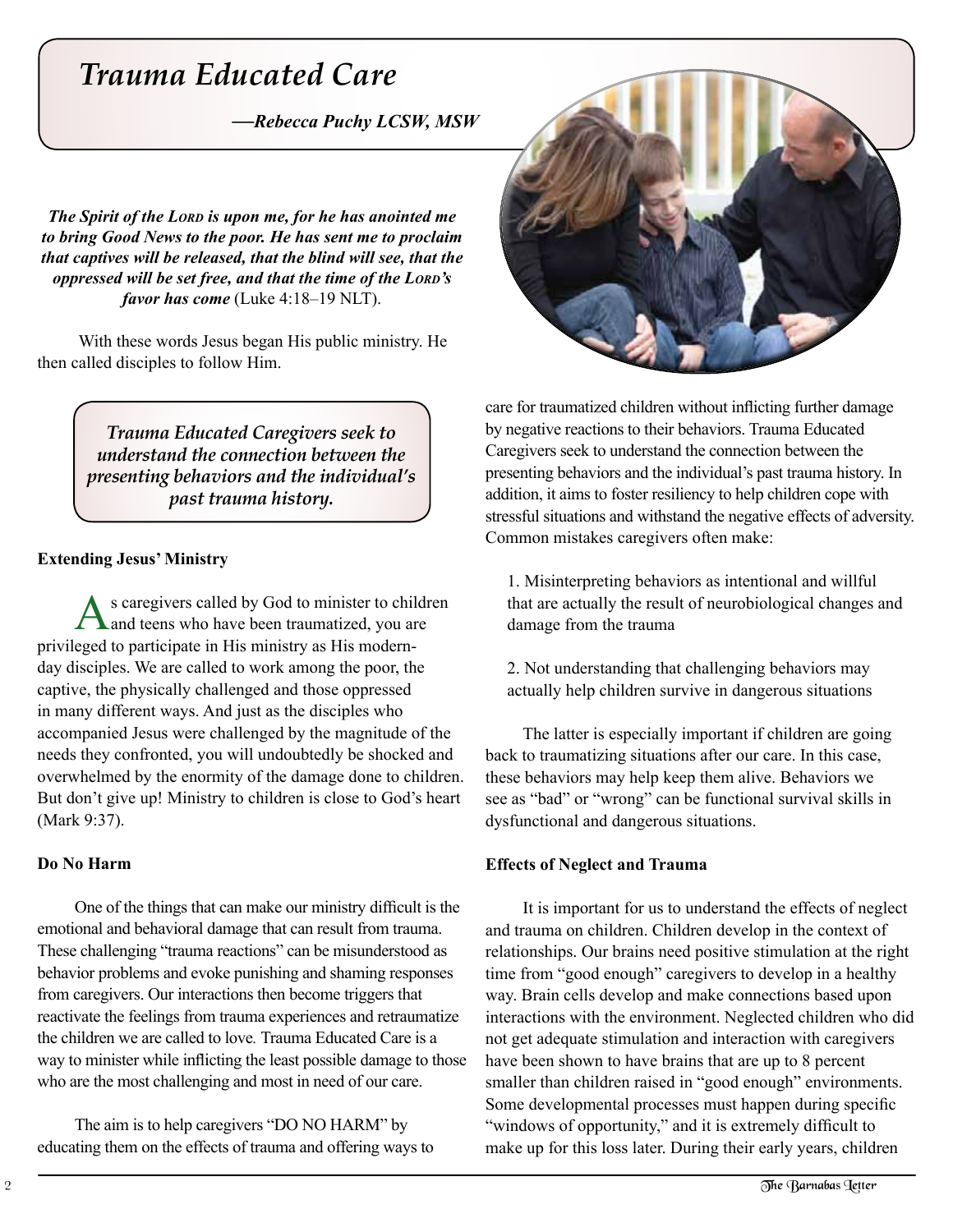# *Trauma Educated Care*

***—Rebecca Puchy LCSW, MSW***

***The Spirit of the Lord is upon me, for he has anointed me to bring Good News to the poor. He has sent me to proclaim that captives will be released, that the blind will see, that the oppressed will be set free, and that the time of the Lord's favor has come*** (Luke 4:18–19 NLT).

With these words Jesus began His public ministry. He then called disciples to follow Him.

> *Trauma Educated Caregivers seek to understand the connection between the presenting behaviors and the individual's past trauma history.*

**Extending Jesus' Ministry**

As caregivers called by God to minister to children and teens who have been traumatized, you are privileged to participate in His ministry as His modern-day disciples. We are called to work among the poor, the captive, the physically challenged and those oppressed in many different ways. And just as the disciples who accompanied Jesus were challenged by the magnitude of the needs they confronted, you will undoubtedly be shocked and overwhelmed by the enormity of the damage done to children. But don't give up! Ministry to children is close to God's heart (Mark 9:37).

**Do No Harm**

One of the things that can make our ministry difficult is the emotional and behavioral damage that can result from trauma. These challenging "trauma reactions" can be misunderstood as behavior problems and evoke punishing and shaming responses from caregivers. Our interactions then become triggers that reactivate the feelings from trauma experiences and retraumatize the children we are called to love. Trauma Educated Care is a way to minister while inflicting the least possible damage to those who are the most challenging and most in need of our care.

The aim is to help caregivers "DO NO HARM" by educating them on the effects of trauma and offering ways to care for traumatized children without inflicting further damage by negative reactions to their behaviors. Trauma Educated Caregivers seek to understand the connection between the presenting behaviors and the individual's past trauma history. In addition, it aims to foster resiliency to help children cope with stressful situations and withstand the negative effects of adversity. Common mistakes caregivers often make:

1. Misinterpreting behaviors as intentional and willful that are actually the result of neurobiological changes and damage from the trauma

2. Not understanding that challenging behaviors may actually help children survive in dangerous situations

The latter is especially important if children are going back to traumatizing situations after our care. In this case, these behaviors may help keep them alive. Behaviors we see as "bad" or "wrong" can be functional survival skills in dysfunctional and dangerous situations.

**Effects of Neglect and Trauma**

It is important for us to understand the effects of neglect and trauma on children. Children develop in the context of relationships. Our brains need positive stimulation at the right time from "good enough" caregivers to develop in a healthy way. Brain cells develop and make connections based upon interactions with the environment. Neglected children who did not get adequate stimulation and interaction with caregivers have been shown to have brains that are up to 8 percent smaller than children raised in "good enough" environments. Some developmental processes must happen during specific "windows of opportunity," and it is extremely difficult to make up for this loss later. During their early years, children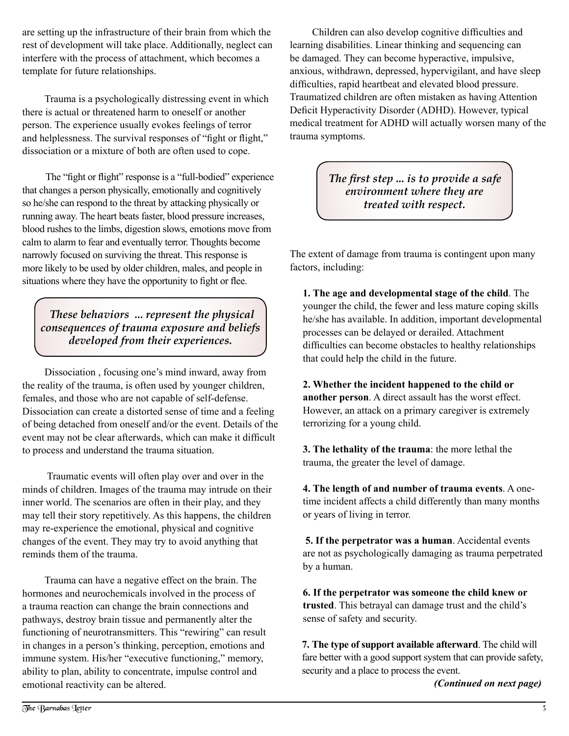are setting up the infrastructure of their brain from which the rest of development will take place. Additionally, neglect can interfere with the process of attachment, which becomes a template for future relationships.

Trauma is a psychologically distressing event in which there is actual or threatened harm to oneself or another person. The experience usually evokes feelings of terror and helplessness. The survival responses of "fight or flight," dissociation or a mixture of both are often used to cope.

The "fight or flight" response is a "full-bodied" experience that changes a person physically, emotionally and cognitively so he/she can respond to the threat by attacking physically or running away. The heart beats faster, blood pressure increases, blood rushes to the limbs, digestion slows, emotions move from calm to alarm to fear and eventually terror. Thoughts become narrowly focused on surviving the threat. This response is more likely to be used by older children, males, and people in situations where they have the opportunity to fight or flee.

> ***These behaviors ... represent the physical consequences of trauma exposure and beliefs developed from their experiences.***

Dissociation , focusing one's mind inward, away from the reality of the trauma, is often used by younger children, females, and those who are not capable of self-defense. Dissociation can create a distorted sense of time and a feeling of being detached from oneself and/or the event. Details of the event may not be clear afterwards, which can make it difficult to process and understand the trauma situation.

Traumatic events will often play over and over in the minds of children. Images of the trauma may intrude on their inner world. The scenarios are often in their play, and they may tell their story repetitively. As this happens, the children may re-experience the emotional, physical and cognitive changes of the event. They may try to avoid anything that reminds them of the trauma.

Trauma can have a negative effect on the brain. The hormones and neurochemicals involved in the process of a trauma reaction can change the brain connections and pathways, destroy brain tissue and permanently alter the functioning of neurotransmitters. This "rewiring" can result in changes in a person's thinking, perception, emotions and immune system. His/her "executive functioning," memory, ability to plan, ability to concentrate, impulse control and emotional reactivity can be altered.

Children can also develop cognitive difficulties and learning disabilities. Linear thinking and sequencing can be damaged. They can become hyperactive, impulsive, anxious, withdrawn, depressed, hypervigilant, and have sleep difficulties, rapid heartbeat and elevated blood pressure. Traumatized children are often mistaken as having Attention Deficit Hyperactivity Disorder (ADHD). However, typical medical treatment for ADHD will actually worsen many of the trauma symptoms.

> ***The first step ... is to provide a safe environment where they are treated with respect.***

The extent of damage from trauma is contingent upon many factors, including:

**1. The age and developmental stage of the child**. The younger the child, the fewer and less mature coping skills he/she has available. In addition, important developmental processes can be delayed or derailed. Attachment difficulties can become obstacles to healthy relationships that could help the child in the future.

**2. Whether the incident happened to the child or another person**. A direct assault has the worst effect. However, an attack on a primary caregiver is extremely terrorizing for a young child.

**3. The lethality of the trauma**: the more lethal the trauma, the greater the level of damage.

**4. The length of and number of trauma events**. A one-time incident affects a child differently than many months or years of living in terror.

**5. If the perpetrator was a human**. Accidental events are not as psychologically damaging as trauma perpetrated by a human.

**6. If the perpetrator was someone the child knew or trusted**. This betrayal can damage trust and the child's sense of safety and security.

**7. The type of support available afterward**. The child will fare better with a good support system that can provide safety, security and a place to process the event.

***(Continued on next page)***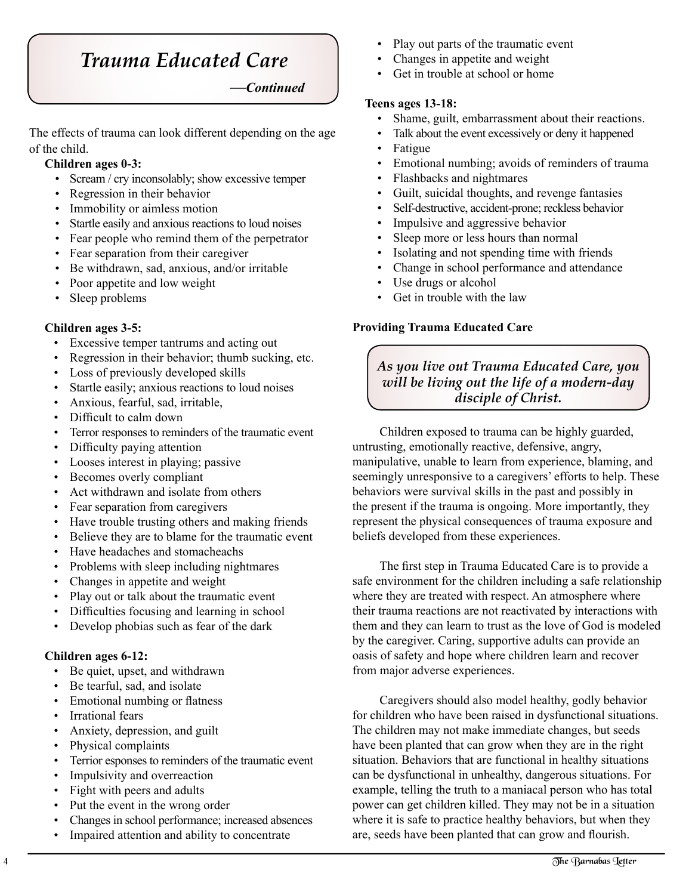# *Trauma Educated Care*

***—Continued***

The effects of trauma can look different depending on the age of the child.

**Children ages 0-3:**

- Scream / cry inconsolably; show excessive temper
- Regression in their behavior
- Immobility or aimless motion
- Startle easily and anxious reactions to loud noises
- Fear people who remind them of the perpetrator
- Fear separation from their caregiver
- Be withdrawn, sad, anxious, and/or irritable
- Poor appetite and low weight
- Sleep problems

**Children ages 3-5:**

- Excessive temper tantrums and acting out
- Regression in their behavior; thumb sucking, etc.
- Loss of previously developed skills
- Startle easily; anxious reactions to loud noises
- Anxious, fearful, sad, irritable,
- Difficult to calm down
- Terror responses to reminders of the traumatic event
- Difficulty paying attention
- Looses interest in playing; passive
- Becomes overly compliant
- Act withdrawn and isolate from others
- Fear separation from caregivers
- Have trouble trusting others and making friends
- Believe they are to blame for the traumatic event
- Have headaches and stomacheachs
- Problems with sleep including nightmares
- Changes in appetite and weight
- Play out or talk about the traumatic event
- Difficulties focusing and learning in school
- Develop phobias such as fear of the dark

**Children ages 6-12:**

- Be quiet, upset, and withdrawn
- Be tearful, sad, and isolate
- Emotional numbing or flatness
- Irrational fears
- Anxiety, depression, and guilt
- Physical complaints
- Terrior esponses to reminders of the traumatic event
- Impulsivity and overreaction
- Fight with peers and adults
- Put the event in the wrong order
- Changes in school performance; increased absences
- Impaired attention and ability to concentrate
- Play out parts of the traumatic event
- Changes in appetite and weight
- Get in trouble at school or home

**Teens ages 13-18:**

- Shame, guilt, embarrassment about their reactions.
- Talk about the event excessively or deny it happened
- Fatigue
- Emotional numbing; avoids of reminders of trauma
- Flashbacks and nightmares
- Guilt, suicidal thoughts, and revenge fantasies
- Self-destructive, accident-prone; reckless behavior
- Impulsive and aggressive behavior
- Sleep more or less hours than normal
- Isolating and not spending time with friends
- Change in school performance and attendance
- Use drugs or alcohol
- Get in trouble with the law

**Providing Trauma Educated Care**

> ***As you live out Trauma Educated Care, you will be living out the life of a modern-day disciple of Christ.***

Children exposed to trauma can be highly guarded, untrusting, emotionally reactive, defensive, angry, manipulative, unable to learn from experience, blaming, and seemingly unresponsive to a caregivers' efforts to help. These behaviors were survival skills in the past and possibly in the present if the trauma is ongoing. More importantly, they represent the physical consequences of trauma exposure and beliefs developed from these experiences.

The first step in Trauma Educated Care is to provide a safe environment for the children including a safe relationship where they are treated with respect. An atmosphere where their trauma reactions are not reactivated by interactions with them and they can learn to trust as the love of God is modeled by the caregiver. Caring, supportive adults can provide an oasis of safety and hope where children learn and recover from major adverse experiences.

Caregivers should also model healthy, godly behavior for children who have been raised in dysfunctional situations. The children may not make immediate changes, but seeds have been planted that can grow when they are in the right situation. Behaviors that are functional in healthy situations can be dysfunctional in unhealthy, dangerous situations. For example, telling the truth to a maniacal person who has total power can get children killed. They may not be in a situation where it is safe to practice healthy behaviors, but when they are, seeds have been planted that can grow and flourish.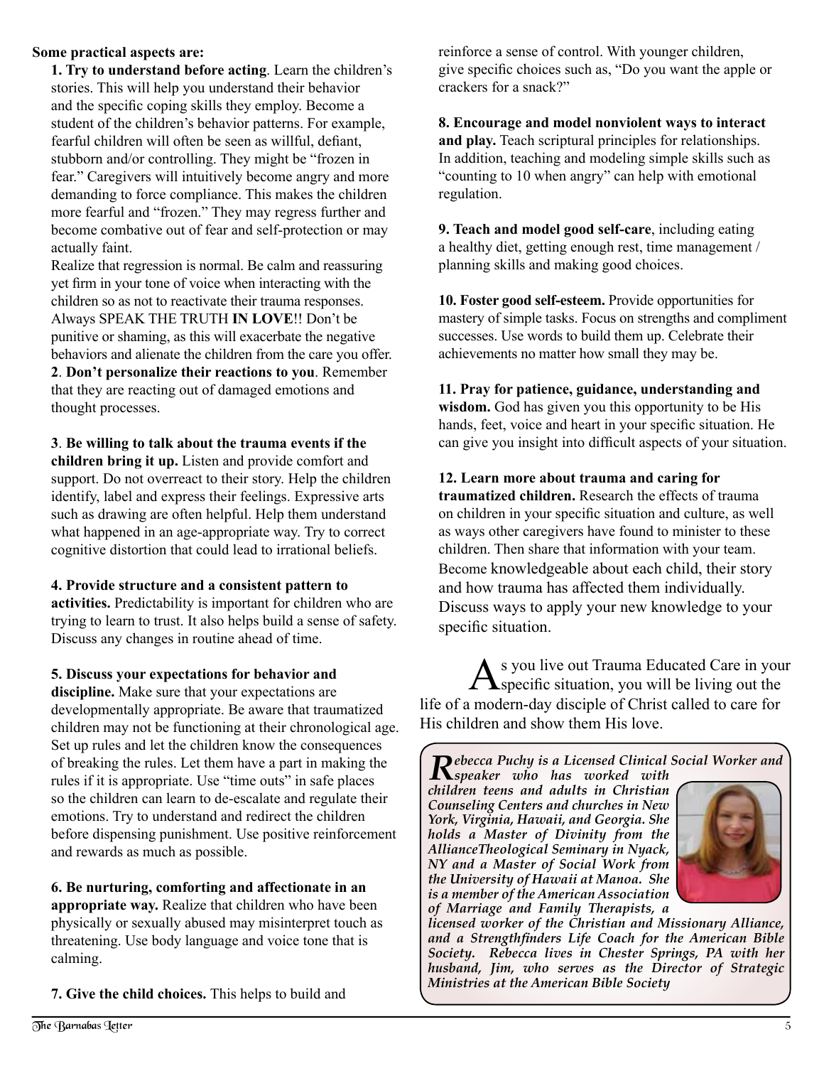**Some practical aspects are:**

**1. Try to understand before acting**. Learn the children's stories. This will help you understand their behavior and the specific coping skills they employ. Become a student of the children's behavior patterns. For example, fearful children will often be seen as willful, defiant, stubborn and/or controlling. They might be "frozen in fear." Caregivers will intuitively become angry and more demanding to force compliance. This makes the children more fearful and "frozen." They may regress further and become combative out of fear and self-protection or may actually faint.

Realize that regression is normal. Be calm and reassuring yet firm in your tone of voice when interacting with the children so as not to reactivate their trauma responses. Always SPEAK THE TRUTH **IN LOVE**!! Don't be punitive or shaming, as this will exacerbate the negative behaviors and alienate the children from the care you offer.

**2**. **Don't personalize their reactions to you**. Remember that they are reacting out of damaged emotions and thought processes.

**3**. **Be willing to talk about the trauma events if the children bring it up.** Listen and provide comfort and support. Do not overreact to their story. Help the children identify, label and express their feelings. Expressive arts such as drawing are often helpful. Help them understand what happened in an age-appropriate way. Try to correct cognitive distortion that could lead to irrational beliefs.

**4. Provide structure and a consistent pattern to activities.** Predictability is important for children who are trying to learn to trust. It also helps build a sense of safety. Discuss any changes in routine ahead of time.

**5. Discuss your expectations for behavior and discipline.** Make sure that your expectations are developmentally appropriate. Be aware that traumatized children may not be functioning at their chronological age. Set up rules and let the children know the consequences of breaking the rules. Let them have a part in making the rules if it is appropriate. Use "time outs" in safe places so the children can learn to de-escalate and regulate their emotions. Try to understand and redirect the children before dispensing punishment. Use positive reinforcement and rewards as much as possible.

**6. Be nurturing, comforting and affectionate in an appropriate way.** Realize that children who have been physically or sexually abused may misinterpret touch as threatening. Use body language and voice tone that is calming.

**7. Give the child choices.** This helps to build and reinforce a sense of control. With younger children, give specific choices such as, "Do you want the apple or crackers for a snack?"

**8. Encourage and model nonviolent ways to interact and play.** Teach scriptural principles for relationships. In addition, teaching and modeling simple skills such as "counting to 10 when angry" can help with emotional regulation.

**9. Teach and model good self-care**, including eating a healthy diet, getting enough rest, time management / planning skills and making good choices.

**10. Foster good self-esteem.** Provide opportunities for mastery of simple tasks. Focus on strengths and compliment successes. Use words to build them up. Celebrate their achievements no matter how small they may be.

**11. Pray for patience, guidance, understanding and wisdom.** God has given you this opportunity to be His hands, feet, voice and heart in your specific situation. He can give you insight into difficult aspects of your situation.

**12. Learn more about trauma and caring for traumatized children.** Research the effects of trauma on children in your specific situation and culture, as well as ways other caregivers have found to minister to these children. Then share that information with your team. Become knowledgeable about each child, their story and how trauma has affected them individually. Discuss ways to apply your new knowledge to your specific situation.

As you live out Trauma Educated Care in your specific situation, you will be living out the life of a modern-day disciple of Christ called to care for His children and show them His love.

***Rebecca Puchy is a Licensed Clinical Social Worker and speaker who has worked with children teens and adults in Christian Counseling Centers and churches in New York, Virginia, Hawaii, and Georgia. She holds a Master of Divinity from the AllianceTheological Seminary in Nyack, NY and a Master of Social Work from the University of Hawaii at Manoa. She is a member of the American Association of Marriage and Family Therapists, a licensed worker of the Christian and Missionary Alliance, and a Strengthfinders Life Coach for the American Bible Society. Rebecca lives in Chester Springs, PA with her husband, Jim, who serves as the Director of Strategic Ministries at the American Bible Society***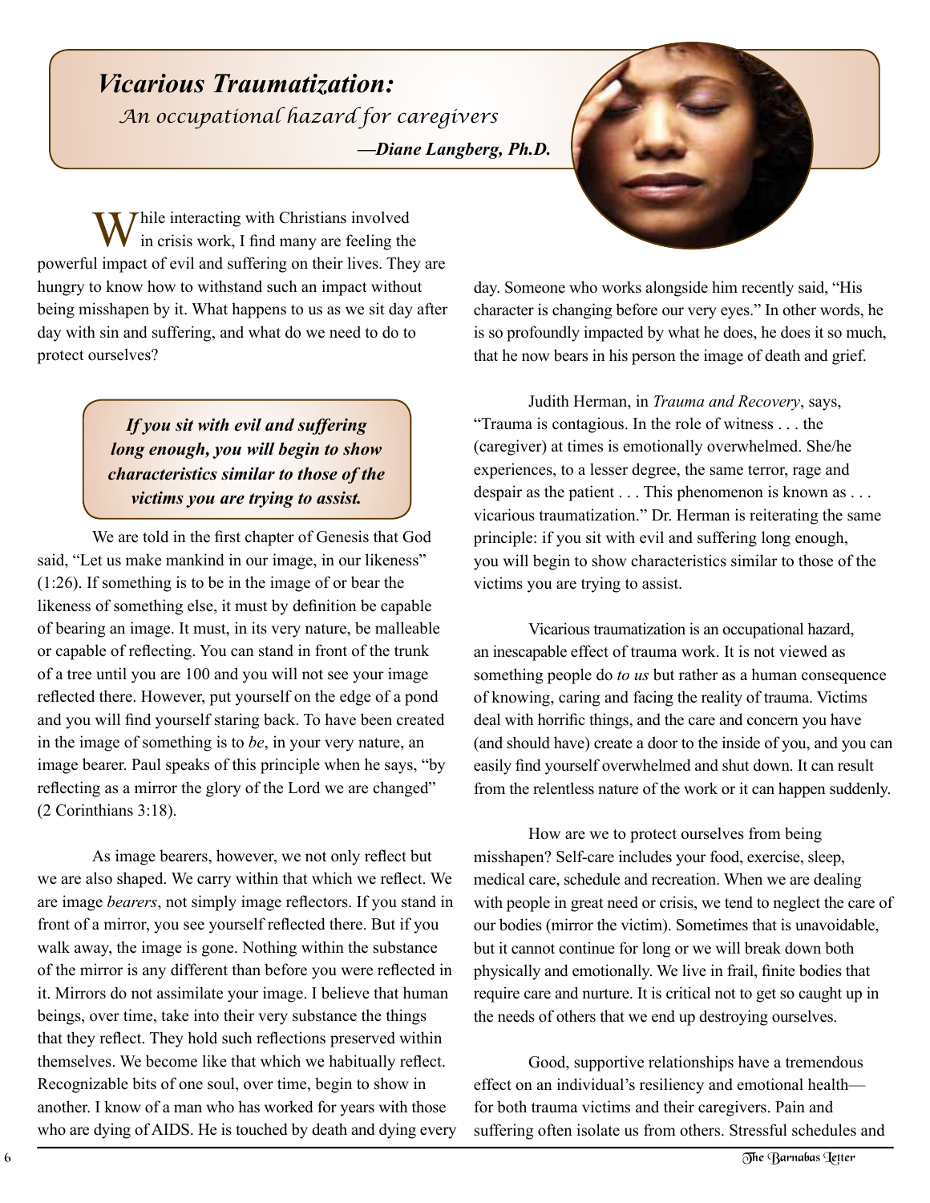# *Vicarious Traumatization:*

*An occupational hazard for caregivers*

***—Diane Langberg, Ph.D.***

While interacting with Christians involved in crisis work, I find many are feeling the powerful impact of evil and suffering on their lives. They are hungry to know how to withstand such an impact without being misshapen by it. What happens to us as we sit day after day with sin and suffering, and what do we need to do to protect ourselves?

> ***If you sit with evil and suffering long enough, you will begin to show characteristics similar to those of the victims you are trying to assist.***

We are told in the first chapter of Genesis that God said, "Let us make mankind in our image, in our likeness" (1:26). If something is to be in the image of or bear the likeness of something else, it must by definition be capable of bearing an image. It must, in its very nature, be malleable or capable of reflecting. You can stand in front of the trunk of a tree until you are 100 and you will not see your image reflected there. However, put yourself on the edge of a pond and you will find yourself staring back. To have been created in the image of something is to *be*, in your very nature, an image bearer. Paul speaks of this principle when he says, "by reflecting as a mirror the glory of the Lord we are changed" (2 Corinthians 3:18).

As image bearers, however, we not only reflect but we are also shaped. We carry within that which we reflect. We are image *bearers*, not simply image reflectors. If you stand in front of a mirror, you see yourself reflected there. But if you walk away, the image is gone. Nothing within the substance of the mirror is any different than before you were reflected in it. Mirrors do not assimilate your image. I believe that human beings, over time, take into their very substance the things that they reflect. They hold such reflections preserved within themselves. We become like that which we habitually reflect. Recognizable bits of one soul, over time, begin to show in another. I know of a man who has worked for years with those who are dying of AIDS. He is touched by death and dying every day. Someone who works alongside him recently said, "His character is changing before our very eyes." In other words, he is so profoundly impacted by what he does, he does it so much, that he now bears in his person the image of death and grief.

Judith Herman, in *Trauma and Recovery*, says, "Trauma is contagious. In the role of witness . . . the (caregiver) at times is emotionally overwhelmed. She/he experiences, to a lesser degree, the same terror, rage and despair as the patient . . . This phenomenon is known as . . . vicarious traumatization." Dr. Herman is reiterating the same principle: if you sit with evil and suffering long enough, you will begin to show characteristics similar to those of the victims you are trying to assist.

Vicarious traumatization is an occupational hazard, an inescapable effect of trauma work. It is not viewed as something people do *to us* but rather as a human consequence of knowing, caring and facing the reality of trauma. Victims deal with horrific things, and the care and concern you have (and should have) create a door to the inside of you, and you can easily find yourself overwhelmed and shut down. It can result from the relentless nature of the work or it can happen suddenly.

How are we to protect ourselves from being misshapen? Self-care includes your food, exercise, sleep, medical care, schedule and recreation. When we are dealing with people in great need or crisis, we tend to neglect the care of our bodies (mirror the victim). Sometimes that is unavoidable, but it cannot continue for long or we will break down both physically and emotionally. We live in frail, finite bodies that require care and nurture. It is critical not to get so caught up in the needs of others that we end up destroying ourselves.

Good, supportive relationships have a tremendous effect on an individual's resiliency and emotional health—for both trauma victims and their caregivers. Pain and suffering often isolate us from others. Stressful schedules and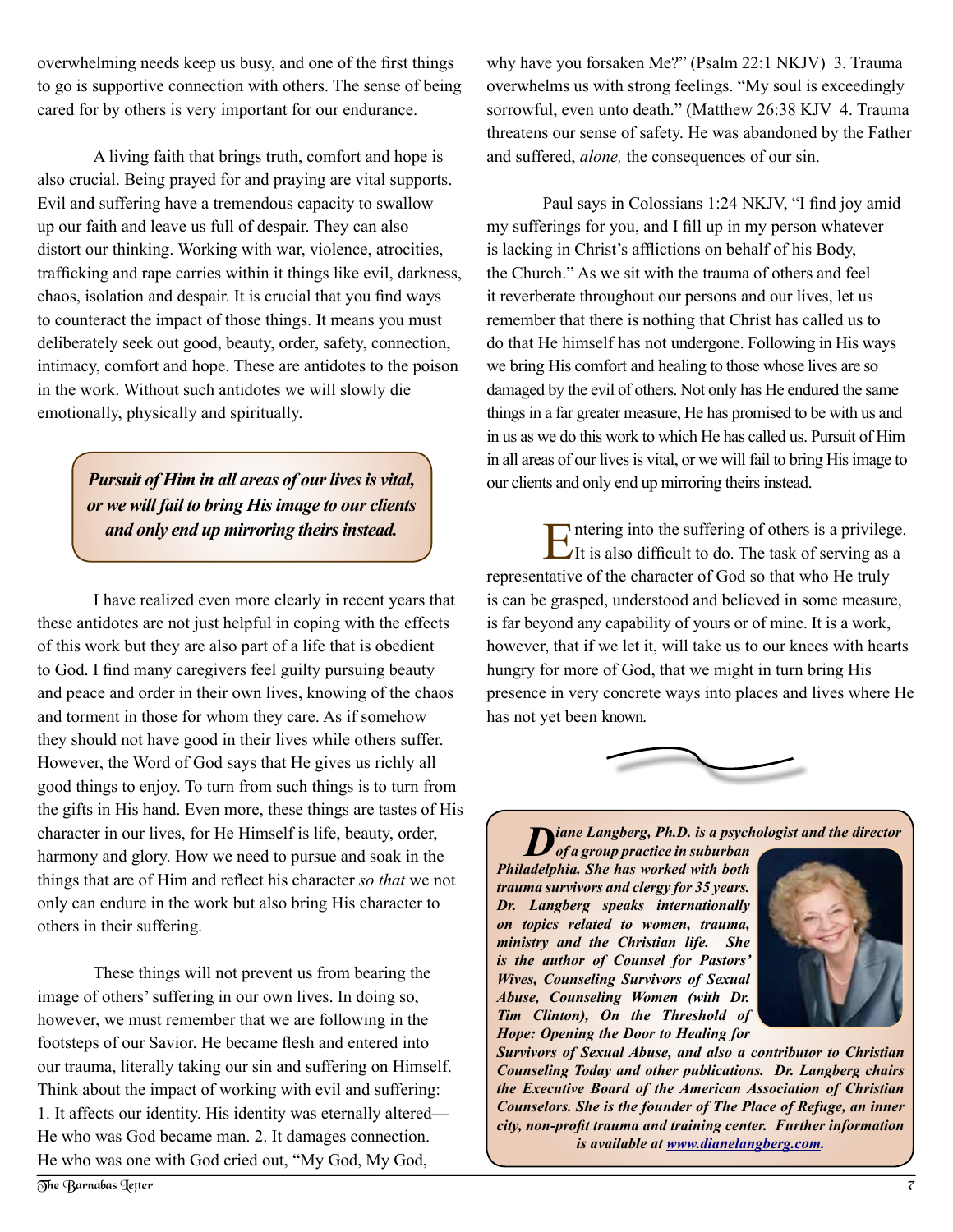overwhelming needs keep us busy, and one of the first things to go is supportive connection with others. The sense of being cared for by others is very important for our endurance.

A living faith that brings truth, comfort and hope is also crucial. Being prayed for and praying are vital supports. Evil and suffering have a tremendous capacity to swallow up our faith and leave us full of despair. They can also distort our thinking. Working with war, violence, atrocities, trafficking and rape carries within it things like evil, darkness, chaos, isolation and despair. It is crucial that you find ways to counteract the impact of those things. It means you must deliberately seek out good, beauty, order, safety, connection, intimacy, comfort and hope. These are antidotes to the poison in the work. Without such antidotes we will slowly die emotionally, physically and spiritually.

> ***Pursuit of Him in all areas of our lives is vital, or we will fail to bring His image to our clients and only end up mirroring theirs instead.***

I have realized even more clearly in recent years that these antidotes are not just helpful in coping with the effects of this work but they are also part of a life that is obedient to God. I find many caregivers feel guilty pursuing beauty and peace and order in their own lives, knowing of the chaos and torment in those for whom they care. As if somehow they should not have good in their lives while others suffer. However, the Word of God says that He gives us richly all good things to enjoy. To turn from such things is to turn from the gifts in His hand. Even more, these things are tastes of His character in our lives, for He Himself is life, beauty, order, harmony and glory. How we need to pursue and soak in the things that are of Him and reflect his character *so that* we not only can endure in the work but also bring His character to others in their suffering.

These things will not prevent us from bearing the image of others' suffering in our own lives. In doing so, however, we must remember that we are following in the footsteps of our Savior. He became flesh and entered into our trauma, literally taking our sin and suffering on Himself. Think about the impact of working with evil and suffering: 1. It affects our identity. His identity was eternally altered—He who was God became man. 2. It damages connection. He who was one with God cried out, "My God, My God, why have you forsaken Me?" (Psalm 22:1 NKJV) 3. Trauma overwhelms us with strong feelings. "My soul is exceedingly sorrowful, even unto death." (Matthew 26:38 KJV 4. Trauma threatens our sense of safety. He was abandoned by the Father and suffered, *alone,* the consequences of our sin.

Paul says in Colossians 1:24 NKJV, "I find joy amid my sufferings for you, and I fill up in my person whatever is lacking in Christ's afflictions on behalf of his Body, the Church." As we sit with the trauma of others and feel it reverberate throughout our persons and our lives, let us remember that there is nothing that Christ has called us to do that He himself has not undergone. Following in His ways we bring His comfort and healing to those whose lives are so damaged by the evil of others. Not only has He endured the same things in a far greater measure, He has promised to be with us and in us as we do this work to which He has called us. Pursuit of Him in all areas of our lives is vital, or we will fail to bring His image to our clients and only end up mirroring theirs instead.

Entering into the suffering of others is a privilege. It is also difficult to do. The task of serving as a representative of the character of God so that who He truly is can be grasped, understood and believed in some measure, is far beyond any capability of yours or of mine. It is a work, however, that if we let it, will take us to our knees with hearts hungry for more of God, that we might in turn bring His presence in very concrete ways into places and lives where He has not yet been known.

***Diane Langberg, Ph.D. is a psychologist and the director of a group practice in suburban Philadelphia. She has worked with both trauma survivors and clergy for 35 years. Dr. Langberg speaks internationally on topics related to women, trauma, ministry and the Christian life. She is the author of Counsel for Pastors' Wives, Counseling Survivors of Sexual Abuse, Counseling Women (with Dr. Tim Clinton), On the Threshold of Hope: Opening the Door to Healing for Survivors of Sexual Abuse, and also a contributor to Christian Counseling Today and other publications. Dr. Langberg chairs the Executive Board of the American Association of Christian Counselors. She is the founder of The Place of Refuge, an inner city, non-profit trauma and training center. Further information is available at www.dianelangberg.com.***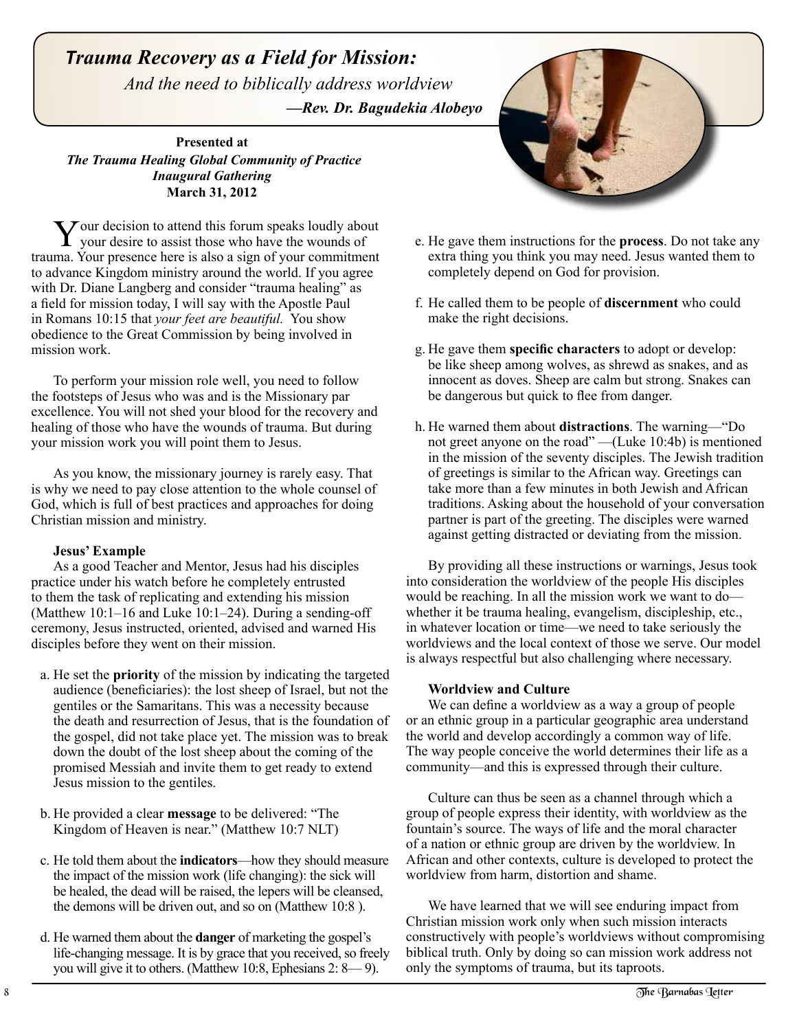# *Trauma Recovery as a Field for Mission:*

*And the need to biblically address worldview*

***—Rev. Dr. Bagudekia Alobeyo***

**Presented at**
***The Trauma Healing Global Community of Practice***
***Inaugural Gathering***
**March 31, 2012**

Your decision to attend this forum speaks loudly about your desire to assist those who have the wounds of trauma. Your presence here is also a sign of your commitment to advance Kingdom ministry around the world. If you agree with Dr. Diane Langberg and consider "trauma healing" as a field for mission today, I will say with the Apostle Paul in Romans 10:15 that *your feet are beautiful.* You show obedience to the Great Commission by being involved in mission work.

To perform your mission role well, you need to follow the footsteps of Jesus who was and is the Missionary par excellence. You will not shed your blood for the recovery and healing of those who have the wounds of trauma. But during your mission work you will point them to Jesus.

As you know, the missionary journey is rarely easy. That is why we need to pay close attention to the whole counsel of God, which is full of best practices and approaches for doing Christian mission and ministry.

**Jesus' Example**

As a good Teacher and Mentor, Jesus had his disciples practice under his watch before he completely entrusted to them the task of replicating and extending his mission (Matthew 10:1–16 and Luke 10:1–24). During a sending-off ceremony, Jesus instructed, oriented, advised and warned His disciples before they went on their mission.

a. He set the **priority** of the mission by indicating the targeted audience (beneficiaries): the lost sheep of Israel, but not the gentiles or the Samaritans. This was a necessity because the death and resurrection of Jesus, that is the foundation of the gospel, did not take place yet. The mission was to break down the doubt of the lost sheep about the coming of the promised Messiah and invite them to get ready to extend Jesus mission to the gentiles.

b. He provided a clear **message** to be delivered: "The Kingdom of Heaven is near." (Matthew 10:7 NLT)

c. He told them about the **indicators**—how they should measure the impact of the mission work (life changing): the sick will be healed, the dead will be raised, the lepers will be cleansed, the demons will be driven out, and so on (Matthew 10:8 ).

d. He warned them about the **danger** of marketing the gospel's life-changing message. It is by grace that you received, so freely you will give it to others. (Matthew 10:8, Ephesians 2: 8— 9).

e. He gave them instructions for the **process**. Do not take any extra thing you think you may need. Jesus wanted them to completely depend on God for provision.

f. He called them to be people of **discernment** who could make the right decisions.

g. He gave them **specific characters** to adopt or develop: be like sheep among wolves, as shrewd as snakes, and as innocent as doves. Sheep are calm but strong. Snakes can be dangerous but quick to flee from danger.

h. He warned them about **distractions**. The warning—"Do not greet anyone on the road" —(Luke 10:4b) is mentioned in the mission of the seventy disciples. The Jewish tradition of greetings is similar to the African way. Greetings can take more than a few minutes in both Jewish and African traditions. Asking about the household of your conversation partner is part of the greeting. The disciples were warned against getting distracted or deviating from the mission.

By providing all these instructions or warnings, Jesus took into consideration the worldview of the people His disciples would be reaching. In all the mission work we want to do—whether it be trauma healing, evangelism, discipleship, etc., in whatever location or time—we need to take seriously the worldviews and the local context of those we serve. Our model is always respectful but also challenging where necessary.

**Worldview and Culture**

We can define a worldview as a way a group of people or an ethnic group in a particular geographic area understand the world and develop accordingly a common way of life. The way people conceive the world determines their life as a community—and this is expressed through their culture.

Culture can thus be seen as a channel through which a group of people express their identity, with worldview as the fountain's source. The ways of life and the moral character of a nation or ethnic group are driven by the worldview. In African and other contexts, culture is developed to protect the worldview from harm, distortion and shame.

We have learned that we will see enduring impact from Christian mission work only when such mission interacts constructively with people's worldviews without compromising biblical truth. Only by doing so can mission work address not only the symptoms of trauma, but its taproots.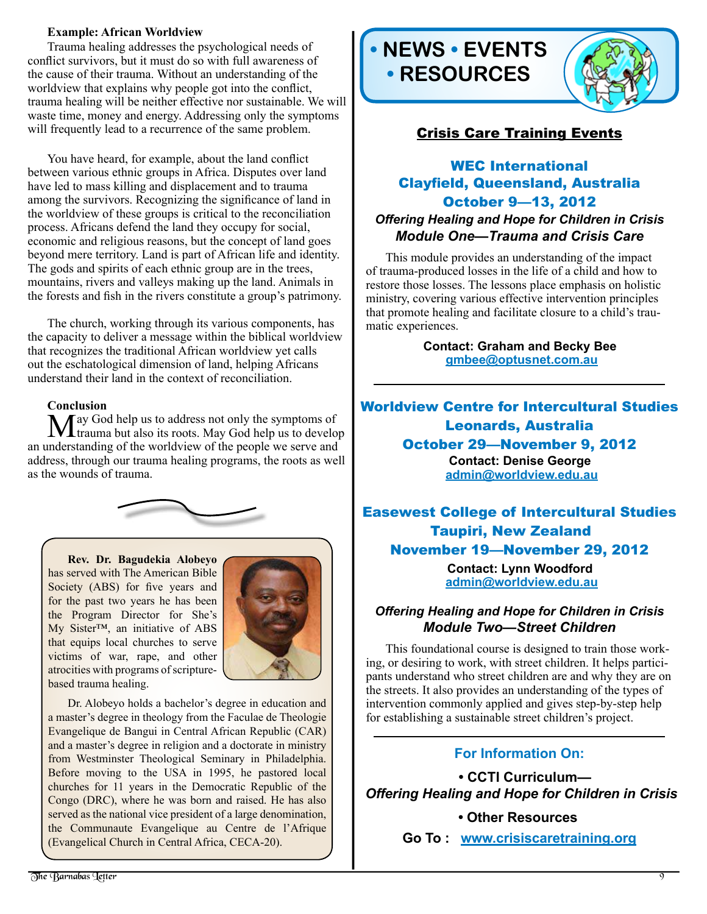**Example: African Worldview**

Trauma healing addresses the psychological needs of conflict survivors, but it must do so with full awareness of the cause of their trauma. Without an understanding of the worldview that explains why people got into the conflict, trauma healing will be neither effective nor sustainable. We will waste time, money and energy. Addressing only the symptoms will frequently lead to a recurrence of the same problem.

You have heard, for example, about the land conflict between various ethnic groups in Africa. Disputes over land have led to mass killing and displacement and to trauma among the survivors. Recognizing the significance of land in the worldview of these groups is critical to the reconciliation process. Africans defend the land they occupy for social, economic and religious reasons, but the concept of land goes beyond mere territory. Land is part of African life and identity. The gods and spirits of each ethnic group are in the trees, mountains, rivers and valleys making up the land. Animals in the forests and fish in the rivers constitute a group's patrimony.

The church, working through its various components, has the capacity to deliver a message within the biblical worldview that recognizes the traditional African worldview yet calls out the eschatological dimension of land, helping Africans understand their land in the context of reconciliation.

**Conclusion**

May God help us to address not only the symptoms of trauma but also its roots. May God help us to develop an understanding of the worldview of the people we serve and address, through our trauma healing programs, the roots as well as the wounds of trauma.

**Rev. Dr. Bagudekia Alobeyo** has served with The American Bible Society (ABS) for five years and for the past two years he has been the Program Director for She's My Sister™, an initiative of ABS that equips local churches to serve victims of war, rape, and other atrocities with programs of scripture-based trauma healing.

Dr. Alobeyo holds a bachelor's degree in education and a master's degree in theology from the Faculae de Theologie Evangelique de Bangui in Central African Republic (CAR) and a master's degree in religion and a doctorate in ministry from Westminster Theological Seminary in Philadelphia. Before moving to the USA in 1995, he pastored local churches for 11 years in the Democratic Republic of the Congo (DRC), where he was born and raised. He has also served as the national vice president of a large denomination, the Communaute Evangelique au Centre de l'Afrique (Evangelical Church in Central Africa, CECA-20).

# • NEWS • EVENTS • RESOURCES

## Crisis Care Training Events

### WEC International
### Clayfield, Queensland, Australia
### October 9—13, 2012

***Offering Healing and Hope for Children in Crisis***
***Module One—Trauma and Crisis Care***

This module provides an understanding of the impact of trauma-produced losses in the life of a child and how to restore those losses. The lessons place emphasis on holistic ministry, covering various effective intervention principles that promote healing and facilitate closure to a child's traumatic experiences.

**Contact: Graham and Becky Bee**
gmbee@optusnet.com.au

---

### Worldview Centre for Intercultural Studies
### Leonards, Australia
### October 29—November 9, 2012

**Contact: Denise George**
admin@worldview.edu.au

### Easewest College of Intercultural Studies
### Taupiri, New Zealand
### November 19—November 29, 2012

**Contact: Lynn Woodford**
admin@worldview.edu.au

***Offering Healing and Hope for Children in Crisis***
***Module Two—Street Children***

This foundational course is designed to train those working, or desiring to work, with street children. It helps participants understand who street children are and why they are on the streets. It also provides an understanding of the types of intervention commonly applied and gives step-by-step help for establishing a sustainable street children's project.

---

### For Information On:

**• CCTI Curriculum—**
***Offering Healing and Hope for Children in Crisis***

**• Other Resources**

**Go To :** www.crisiscaretraining.org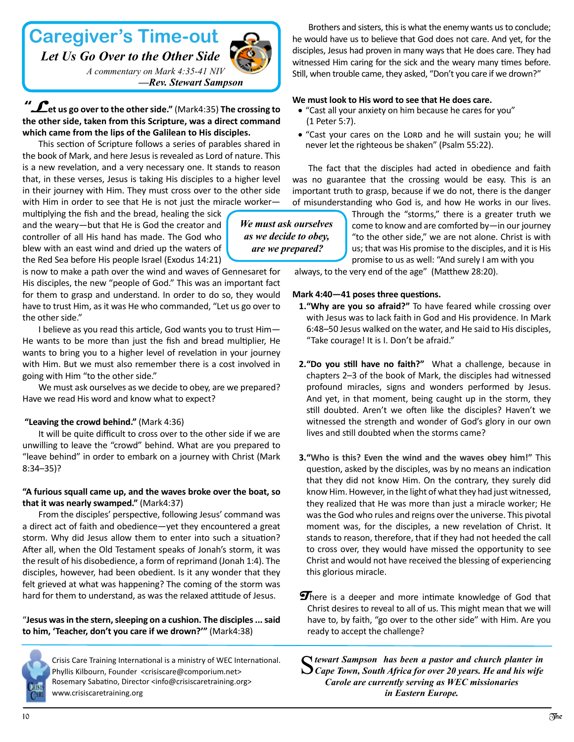# Caregiver's Time-out

## *Let Us Go Over to the Other Side*

*A commentary on Mark 4:35-41 NIV*

***—Rev. Stewart Sampson***

**"Let us go over to the other side."** (Mark4:35) **The crossing to the other side, taken from this Scripture, was a direct command which came from the lips of the Galilean to His disciples.**

This section of Scripture follows a series of parables shared in the book of Mark, and here Jesus is revealed as Lord of nature. This is a new revelation, and a very necessary one. It stands to reason that, in these verses, Jesus is taking His disciples to a higher level in their journey with Him. They must cross over to the other side with Him in order to see that He is not just the miracle worker—multiplying the fish and the bread, healing the sick and the weary—but that He is God the creator and controller of all His hand has made. The God who blew with an east wind and dried up the waters of the Red Sea before His people Israel (Exodus 14:21) is now to make a path over the wind and waves of Gennesaret for His disciples, the new "people of God." This was an important fact for them to grasp and understand. In order to do so, they would have to trust Him, as it was He who commanded, "Let us go over to the other side."

*We must ask ourselves as we decide to obey, are we prepared?*

I believe as you read this article, God wants you to trust Him—He wants to be more than just the fish and bread multiplier, He wants to bring you to a higher level of revelation in your journey with Him. But we must also remember there is a cost involved in going with Him "to the other side."

We must ask ourselves as we decide to obey, are we prepared? Have we read His word and know what to expect?

**"Leaving the crowd behind."** (Mark 4:36)

It will be quite difficult to cross over to the other side if we are unwilling to leave the "crowd" behind. What are you prepared to "leave behind" in order to embark on a journey with Christ (Mark 8:34–35)?

**"A furious squall came up, and the waves broke over the boat, so that it was nearly swamped."** (Mark4:37)

From the disciples' perspective, following Jesus' command was a direct act of faith and obedience—yet they encountered a great storm. Why did Jesus allow them to enter into such a situation? After all, when the Old Testament speaks of Jonah's storm, it was the result of his disobedience, a form of reprimand (Jonah 1:4). The disciples, however, had been obedient. Is it any wonder that they felt grieved at what was happening? The coming of the storm was hard for them to understand, as was the relaxed attitude of Jesus.

"**Jesus was in the stern, sleeping on a cushion. The disciples ... said to him, 'Teacher, don't you care if we drown?'"** (Mark4:38)

Brothers and sisters, this is what the enemy wants us to conclude; he would have us to believe that God does not care. And yet, for the disciples, Jesus had proven in many ways that He does care. They had witnessed Him caring for the sick and the weary many times before. Still, when trouble came, they asked, "Don't you care if we drown?"

**We must look to His word to see that He does care.**

- "Cast all your anxiety on him because he cares for you" (1 Peter 5:7).
- "Cast your cares on the LORD and he will sustain you; he will never let the righteous be shaken" (Psalm 55:22).

The fact that the disciples had acted in obedience and faith was no guarantee that the crossing would be easy. This is an important truth to grasp, because if we do not, there is the danger of misunderstanding who God is, and how He works in our lives. Through the "storms," there is a greater truth we come to know and are comforted by—in our journey "to the other side," we are not alone. Christ is with us; that was His promise to the disciples, and it is His promise to us as well: "And surely I am with you always, to the very end of the age" (Matthew 28:20).

**Mark 4:40—41 poses three questions.**

1. **"Why are you so afraid?"** To have feared while crossing over with Jesus was to lack faith in God and His providence. In Mark 6:48–50 Jesus walked on the water, and He said to His disciples, "Take courage! It is I. Don't be afraid."

2. **"Do you still have no faith?"** What a challenge, because in chapters 2–3 of the book of Mark, the disciples had witnessed profound miracles, signs and wonders performed by Jesus. And yet, in that moment, being caught up in the storm, they still doubted. Aren't we often like the disciples? Haven't we witnessed the strength and wonder of God's glory in our own lives and still doubted when the storms came?

3. **"Who is this? Even the wind and the waves obey him!"** This question, asked by the disciples, was by no means an indication that they did not know Him. On the contrary, they surely did know Him. However, in the light of what they had just witnessed, they realized that He was more than just a miracle worker; He was the God who rules and reigns over the universe. This pivotal moment was, for the disciples, a new revelation of Christ. It stands to reason, therefore, that if they had not heeded the call to cross over, they would have missed the opportunity to see Christ and would not have received the blessing of experiencing this glorious miracle.

There is a deeper and more intimate knowledge of God that Christ desires to reveal to all of us. This might mean that we will have to, by faith, "go over to the other side" with Him. Are you ready to accept the challenge?

---

Crisis Care Training International is a ministry of WEC International.
Phyllis Kilbourn, Founder <crisiscare@comporium.net>
Rosemary Sabatino, Director <info@crisiscaretraining.org>
www.crisiscaretraining.org

*Stewart Sampson has been a pastor and church planter in Cape Town, South Africa for over 20 years. He and his wife Carole are currently serving as WEC missionaries in Eastern Europe.*